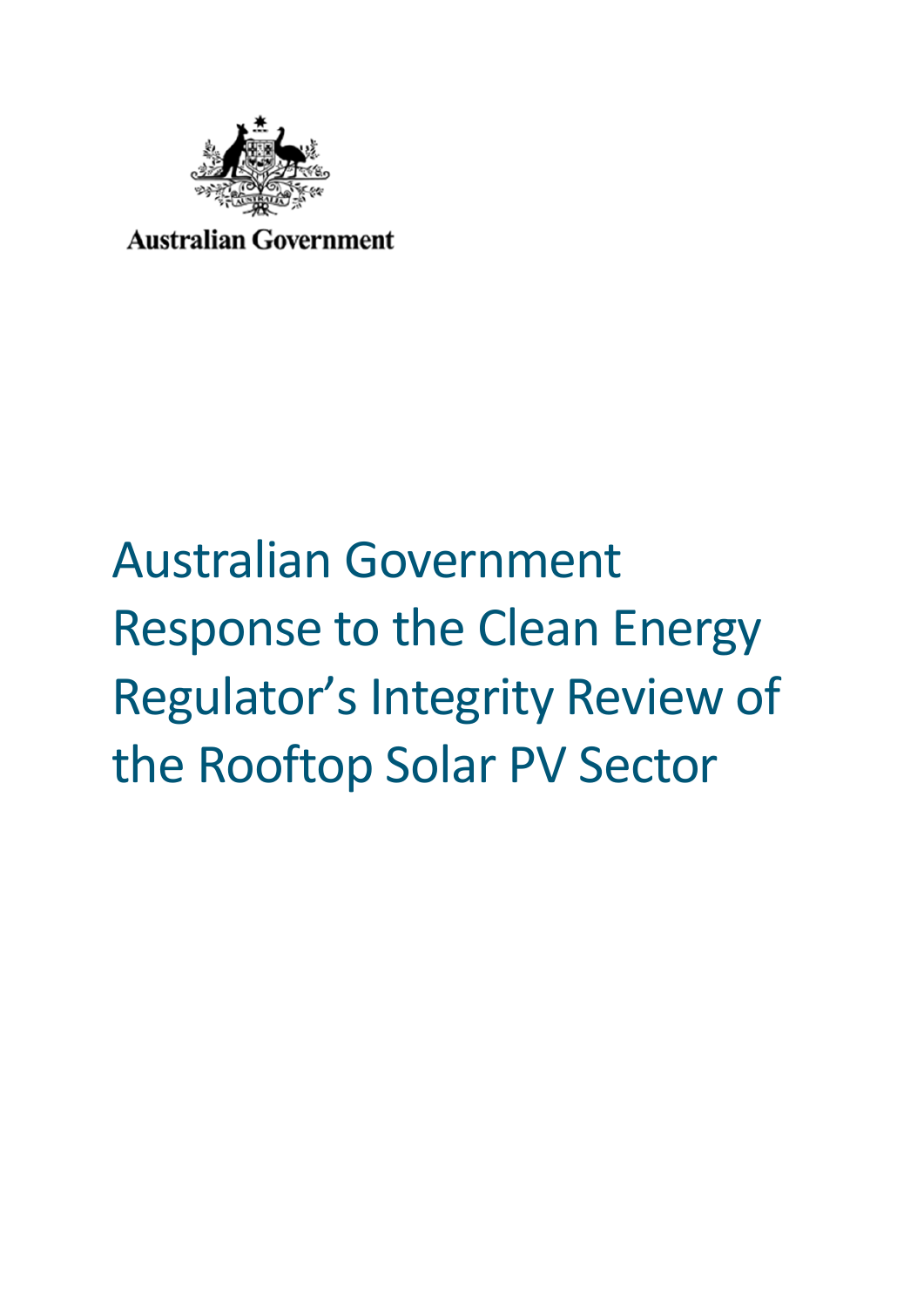Australian Government

# Australian Government Response to the Clean Energy Regulator's Integrity Review of the Rooftop Solar PV Sector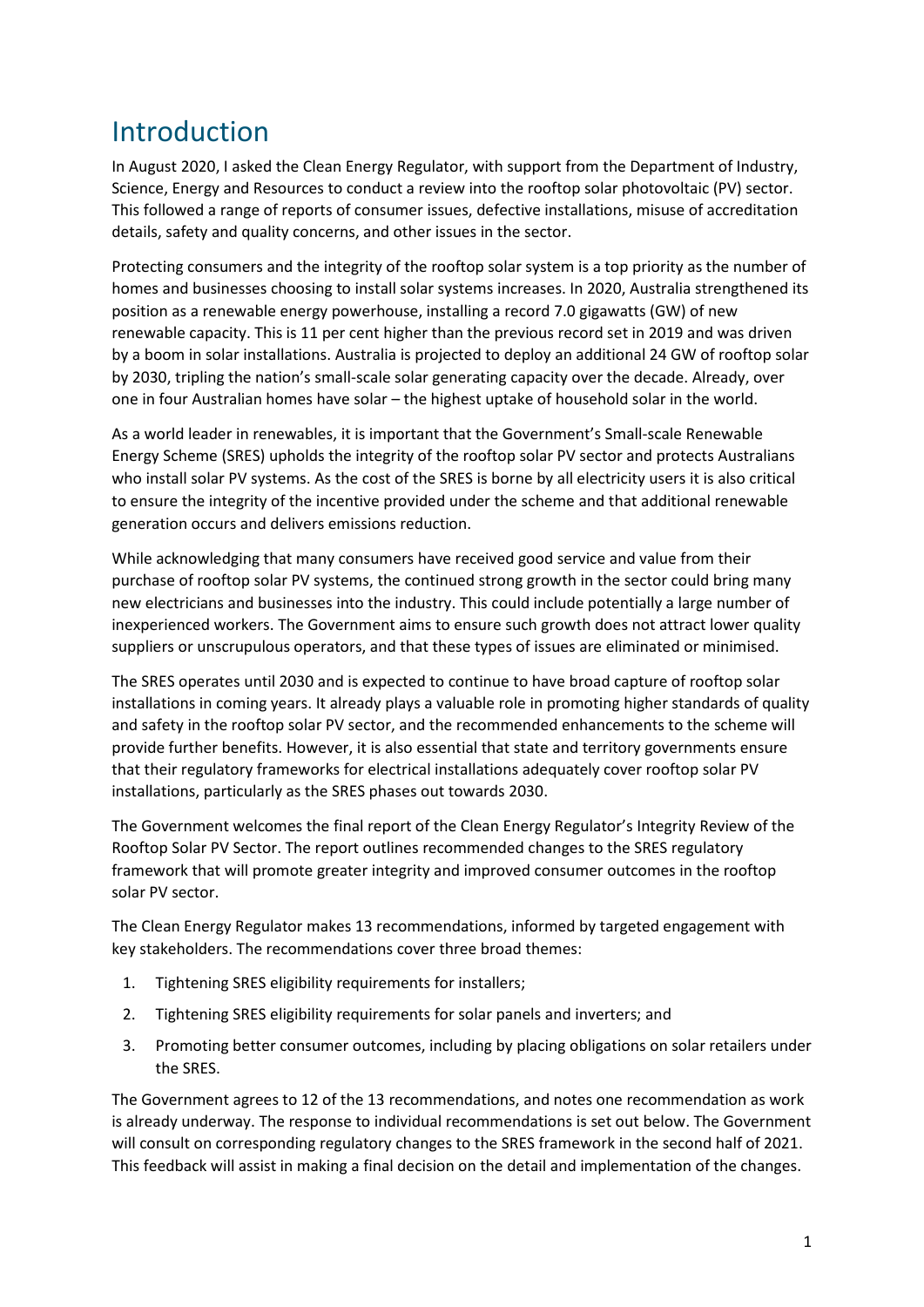# Introduction

In August 2020, I asked the Clean Energy Regulator, with support from the Department of Industry, Science, Energy and Resources to conduct a review into the rooftop solar photovoltaic (PV) sector. This followed a range of reports of consumer issues, defective installations, misuse of accreditation details, safety and quality concerns, and other issues in the sector.

Protecting consumers and the integrity of the rooftop solar system is a top priority as the number of homes and businesses choosing to install solar systems increases. In 2020, Australia strengthened its position as a renewable energy powerhouse, installing a record 7.0 gigawatts (GW) of new renewable capacity. This is 11 per cent higher than the previous record set in 2019 and was driven by a boom in solar installations. Australia is projected to deploy an additional 24 GW of rooftop solar by 2030, tripling the nation's small-scale solar generating capacity over the decade. Already, over one in four Australian homes have solar – the highest uptake of household solar in the world.

As a world leader in renewables, it is important that the Government's Small-scale Renewable Energy Scheme (SRES) upholds the integrity of the rooftop solar PV sector and protects Australians who install solar PV systems. As the cost of the SRES is borne by all electricity users it is also critical to ensure the integrity of the incentive provided under the scheme and that additional renewable generation occurs and delivers emissions reduction.

While acknowledging that many consumers have received good service and value from their purchase of rooftop solar PV systems, the continued strong growth in the sector could bring many new electricians and businesses into the industry. This could include potentially a large number of inexperienced workers. The Government aims to ensure such growth does not attract lower quality suppliers or unscrupulous operators, and that these types of issues are eliminated or minimised.

The SRES operates until 2030 and is expected to continue to have broad capture of rooftop solar installations in coming years. It already plays a valuable role in promoting higher standards of quality and safety in the rooftop solar PV sector, and the recommended enhancements to the scheme will provide further benefits. However, it is also essential that state and territory governments ensure that their regulatory frameworks for electrical installations adequately cover rooftop solar PV installations, particularly as the SRES phases out towards 2030.

The Government welcomes the final report of the Clean Energy Regulator's Integrity Review of the Rooftop Solar PV Sector. The report outlines recommended changes to the SRES regulatory framework that will promote greater integrity and improved consumer outcomes in the rooftop solar PV sector.

The Clean Energy Regulator makes 13 recommendations, informed by targeted engagement with key stakeholders. The recommendations cover three broad themes:

1. Tightening SRES eligibility requirements for installers;
2. Tightening SRES eligibility requirements for solar panels and inverters; and
3. Promoting better consumer outcomes, including by placing obligations on solar retailers under the SRES.

The Government agrees to 12 of the 13 recommendations, and notes one recommendation as work is already underway. The response to individual recommendations is set out below. The Government will consult on corresponding regulatory changes to the SRES framework in the second half of 2021. This feedback will assist in making a final decision on the detail and implementation of the changes.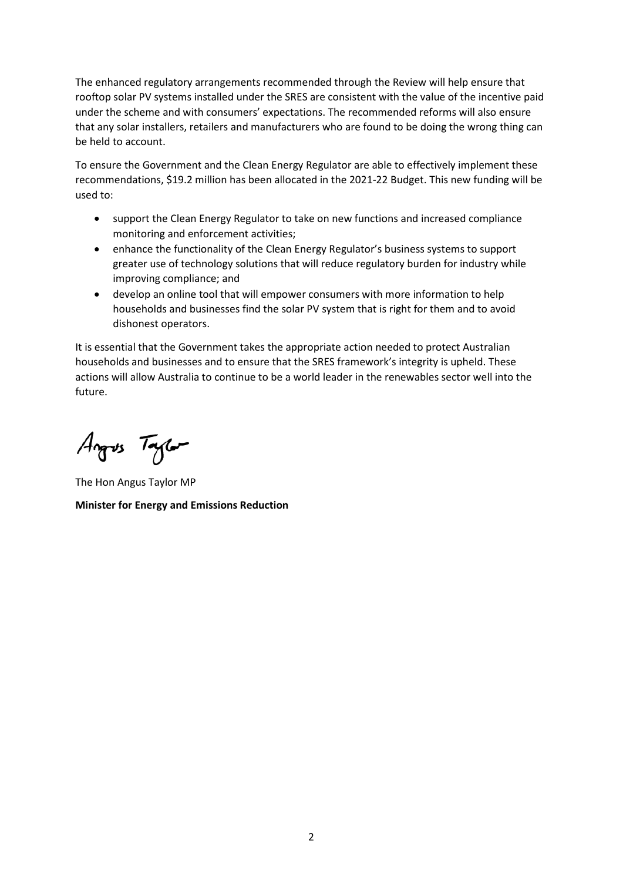The enhanced regulatory arrangements recommended through the Review will help ensure that rooftop solar PV systems installed under the SRES are consistent with the value of the incentive paid under the scheme and with consumers' expectations. The recommended reforms will also ensure that any solar installers, retailers and manufacturers who are found to be doing the wrong thing can be held to account.

To ensure the Government and the Clean Energy Regulator are able to effectively implement these recommendations, $19.2 million has been allocated in the 2021-22 Budget. This new funding will be used to:

- support the Clean Energy Regulator to take on new functions and increased compliance monitoring and enforcement activities;
- enhance the functionality of the Clean Energy Regulator's business systems to support greater use of technology solutions that will reduce regulatory burden for industry while improving compliance; and
- develop an online tool that will empower consumers with more information to help households and businesses find the solar PV system that is right for them and to avoid dishonest operators.

It is essential that the Government takes the appropriate action needed to protect Australian households and businesses and to ensure that the SRES framework's integrity is upheld. These actions will allow Australia to continue to be a world leader in the renewables sector well into the future.

Angus Taylor

The Hon Angus Taylor MP

**Minister for Energy and Emissions Reduction**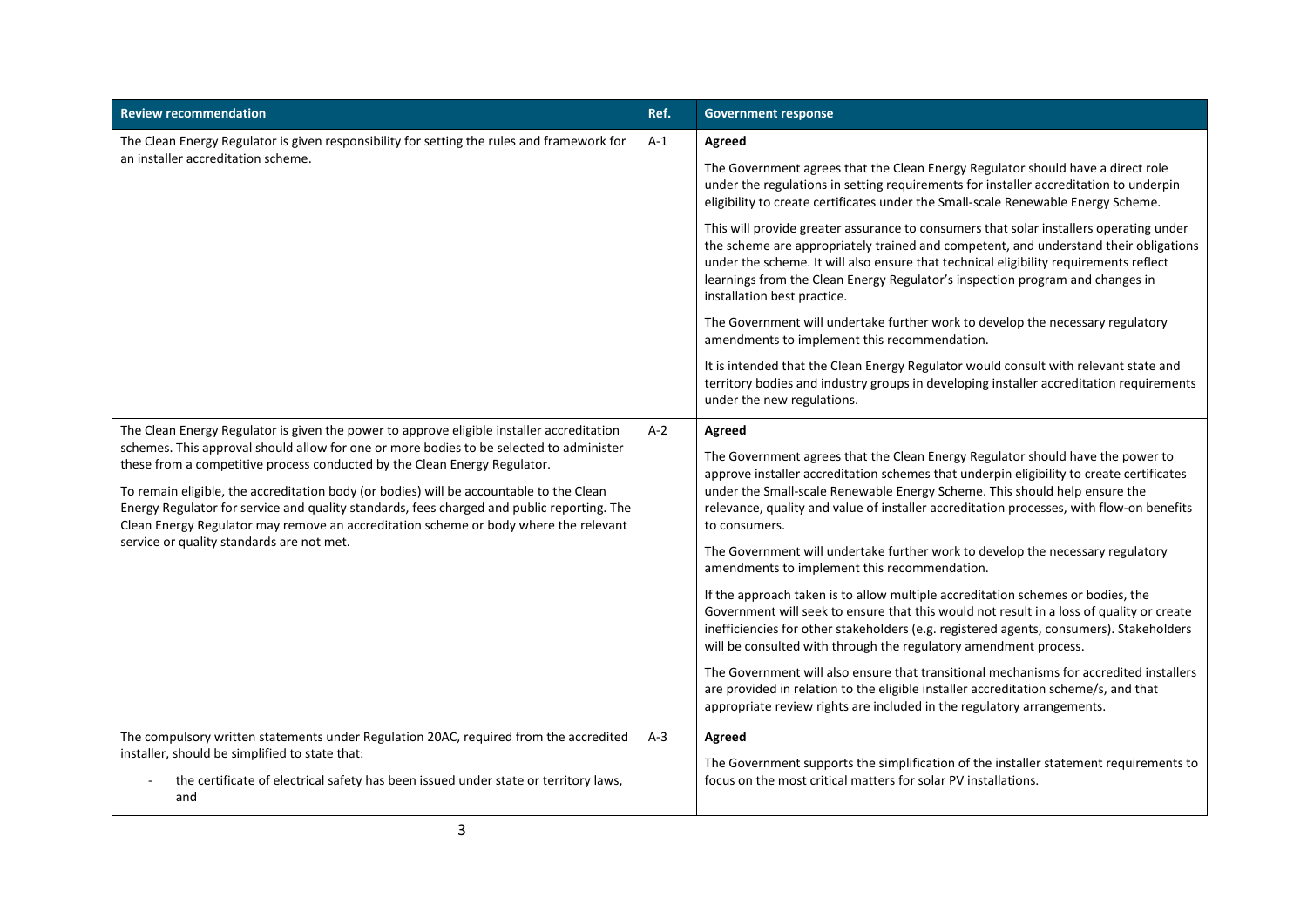| Review recommendation | Ref. | Government response |
|---|---|---|
| The Clean Energy Regulator is given responsibility for setting the rules and framework for an installer accreditation scheme. | A-1 | **Agreed**<br><br>The Government agrees that the Clean Energy Regulator should have a direct role under the regulations in setting requirements for installer accreditation to underpin eligibility to create certificates under the Small-scale Renewable Energy Scheme.<br><br>This will provide greater assurance to consumers that solar installers operating under the scheme are appropriately trained and competent, and understand their obligations under the scheme. It will also ensure that technical eligibility requirements reflect learnings from the Clean Energy Regulator's inspection program and changes in installation best practice.<br><br>The Government will undertake further work to develop the necessary regulatory amendments to implement this recommendation.<br><br>It is intended that the Clean Energy Regulator would consult with relevant state and territory bodies and industry groups in developing installer accreditation requirements under the new regulations. |
| The Clean Energy Regulator is given the power to approve eligible installer accreditation schemes. This approval should allow for one or more bodies to be selected to administer these from a competitive process conducted by the Clean Energy Regulator.<br><br>To remain eligible, the accreditation body (or bodies) will be accountable to the Clean Energy Regulator for service and quality standards, fees charged and public reporting. The Clean Energy Regulator may remove an accreditation scheme or body where the relevant service or quality standards are not met. | A-2 | **Agreed**<br><br>The Government agrees that the Clean Energy Regulator should have the power to approve installer accreditation schemes that underpin eligibility to create certificates under the Small-scale Renewable Energy Scheme. This should help ensure the relevance, quality and value of installer accreditation processes, with flow-on benefits to consumers.<br><br>The Government will undertake further work to develop the necessary regulatory amendments to implement this recommendation.<br><br>If the approach taken is to allow multiple accreditation schemes or bodies, the Government will seek to ensure that this would not result in a loss of quality or create inefficiencies for other stakeholders (e.g. registered agents, consumers). Stakeholders will be consulted with through the regulatory amendment process.<br><br>The Government will also ensure that transitional mechanisms for accredited installers are provided in relation to the eligible installer accreditation scheme/s, and that appropriate review rights are included in the regulatory arrangements. |
| The compulsory written statements under Regulation 20AC, required from the accredited installer, should be simplified to state that:<br><br>- the certificate of electrical safety has been issued under state or territory laws, and | A-3 | **Agreed**<br><br>The Government supports the simplification of the installer statement requirements to focus on the most critical matters for solar PV installations. |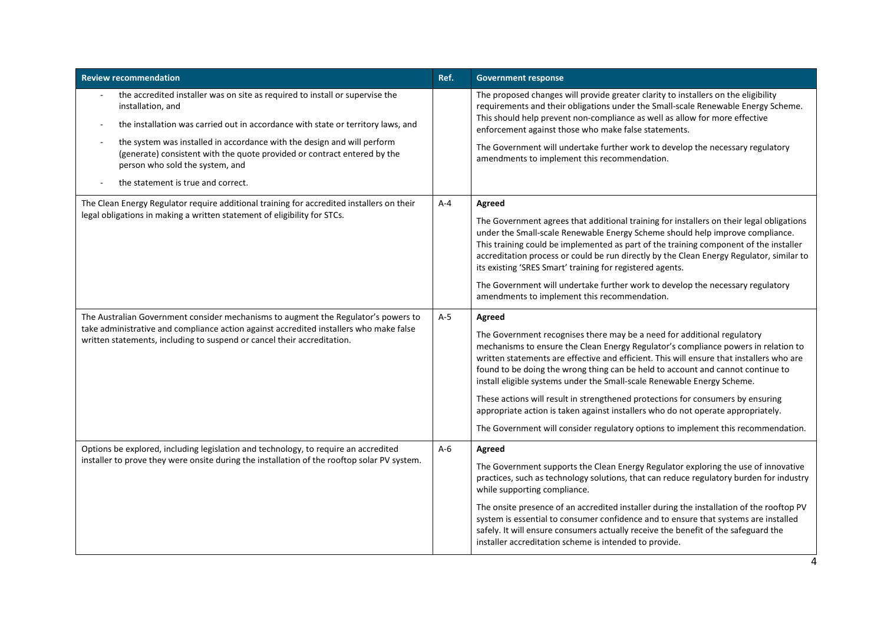| Review recommendation | Ref. | Government response |
|---|---|---|
| - the accredited installer was on site as required to install or supervise the installation, and<br>- the installation was carried out in accordance with state or territory laws, and<br>- the system was installed in accordance with the design and will perform (generate) consistent with the quote provided or contract entered by the person who sold the system, and<br>- the statement is true and correct. | | The proposed changes will provide greater clarity to installers on the eligibility requirements and their obligations under the Small-scale Renewable Energy Scheme. This should help prevent non-compliance as well as allow for more effective enforcement against those who make false statements.<br><br>The Government will undertake further work to develop the necessary regulatory amendments to implement this recommendation. |
| The Clean Energy Regulator require additional training for accredited installers on their legal obligations in making a written statement of eligibility for STCs. | A-4 | **Agreed**<br><br>The Government agrees that additional training for installers on their legal obligations under the Small-scale Renewable Energy Scheme should help improve compliance. This training could be implemented as part of the training component of the installer accreditation process or could be run directly by the Clean Energy Regulator, similar to its existing 'SRES Smart' training for registered agents.<br><br>The Government will undertake further work to develop the necessary regulatory amendments to implement this recommendation. |
| The Australian Government consider mechanisms to augment the Regulator's powers to take administrative and compliance action against accredited installers who make false written statements, including to suspend or cancel their accreditation. | A-5 | **Agreed**<br><br>The Government recognises there may be a need for additional regulatory mechanisms to ensure the Clean Energy Regulator's compliance powers in relation to written statements are effective and efficient. This will ensure that installers who are found to be doing the wrong thing can be held to account and cannot continue to install eligible systems under the Small-scale Renewable Energy Scheme.<br><br>These actions will result in strengthened protections for consumers by ensuring appropriate action is taken against installers who do not operate appropriately.<br><br>The Government will consider regulatory options to implement this recommendation. |
| Options be explored, including legislation and technology, to require an accredited installer to prove they were onsite during the installation of the rooftop solar PV system. | A-6 | **Agreed**<br><br>The Government supports the Clean Energy Regulator exploring the use of innovative practices, such as technology solutions, that can reduce regulatory burden for industry while supporting compliance.<br><br>The onsite presence of an accredited installer during the installation of the rooftop PV system is essential to consumer confidence and to ensure that systems are installed safely. It will ensure consumers actually receive the benefit of the safeguard the installer accreditation scheme is intended to provide. |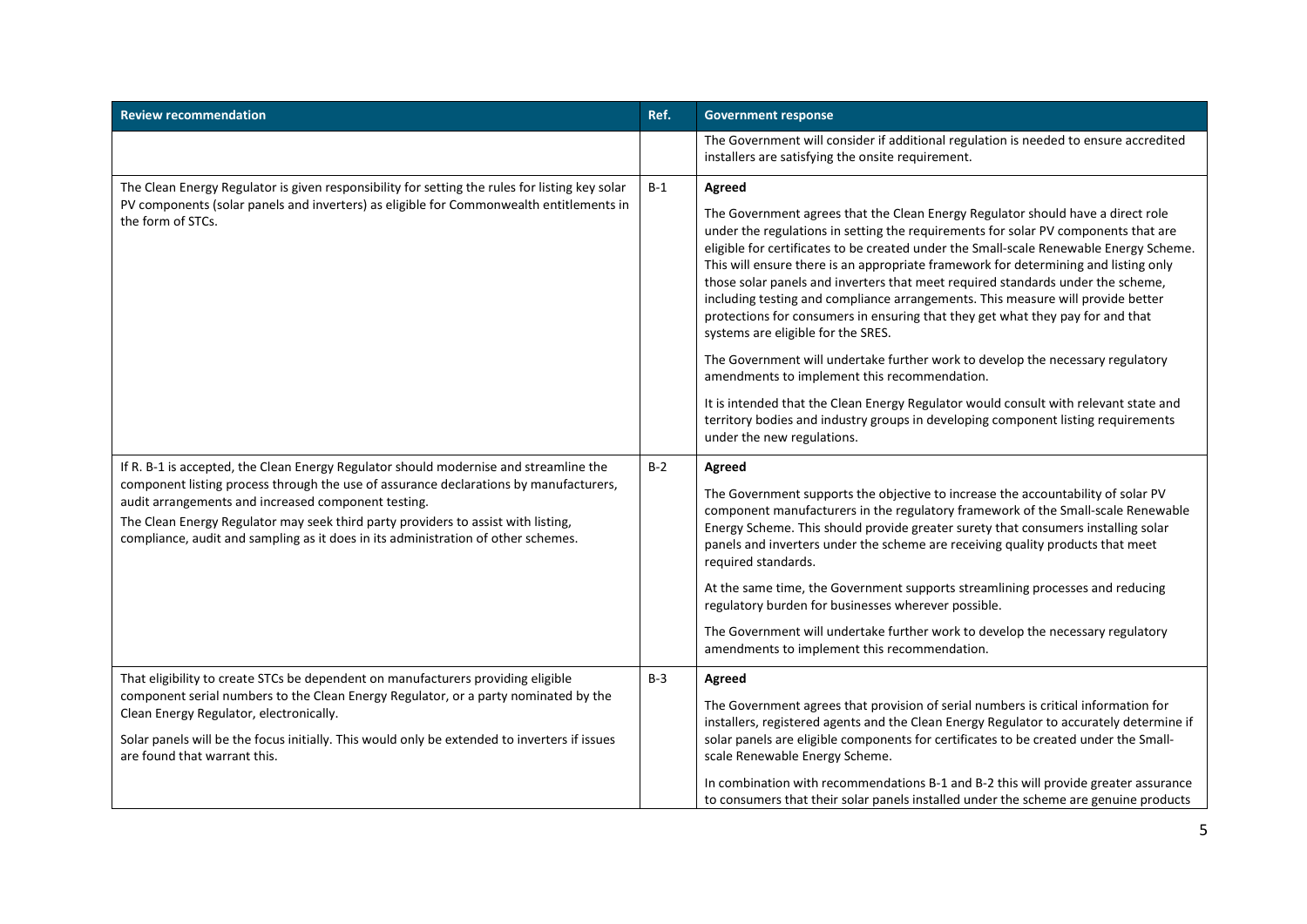| Review recommendation | Ref. | Government response |
|---|---|---|
| | | The Government will consider if additional regulation is needed to ensure accredited installers are satisfying the onsite requirement. |
| The Clean Energy Regulator is given responsibility for setting the rules for listing key solar PV components (solar panels and inverters) as eligible for Commonwealth entitlements in the form of STCs. | B-1 | **Agreed**<br><br>The Government agrees that the Clean Energy Regulator should have a direct role under the regulations in setting the requirements for solar PV components that are eligible for certificates to be created under the Small-scale Renewable Energy Scheme. This will ensure there is an appropriate framework for determining and listing only those solar panels and inverters that meet required standards under the scheme, including testing and compliance arrangements. This measure will provide better protections for consumers in ensuring that they get what they pay for and that systems are eligible for the SRES.<br><br>The Government will undertake further work to develop the necessary regulatory amendments to implement this recommendation.<br><br>It is intended that the Clean Energy Regulator would consult with relevant state and territory bodies and industry groups in developing component listing requirements under the new regulations. |
| If R. B-1 is accepted, the Clean Energy Regulator should modernise and streamline the component listing process through the use of assurance declarations by manufacturers, audit arrangements and increased component testing.<br>The Clean Energy Regulator may seek third party providers to assist with listing, compliance, audit and sampling as it does in its administration of other schemes. | B-2 | **Agreed**<br><br>The Government supports the objective to increase the accountability of solar PV component manufacturers in the regulatory framework of the Small-scale Renewable Energy Scheme. This should provide greater surety that consumers installing solar panels and inverters under the scheme are receiving quality products that meet required standards.<br><br>At the same time, the Government supports streamlining processes and reducing regulatory burden for businesses wherever possible.<br><br>The Government will undertake further work to develop the necessary regulatory amendments to implement this recommendation. |
| That eligibility to create STCs be dependent on manufacturers providing eligible component serial numbers to the Clean Energy Regulator, or a party nominated by the Clean Energy Regulator, electronically.<br><br>Solar panels will be the focus initially. This would only be extended to inverters if issues are found that warrant this. | B-3 | **Agreed**<br><br>The Government agrees that provision of serial numbers is critical information for installers, registered agents and the Clean Energy Regulator to accurately determine if solar panels are eligible components for certificates to be created under the Small-scale Renewable Energy Scheme.<br><br>In combination with recommendations B-1 and B-2 this will provide greater assurance to consumers that their solar panels installed under the scheme are genuine products |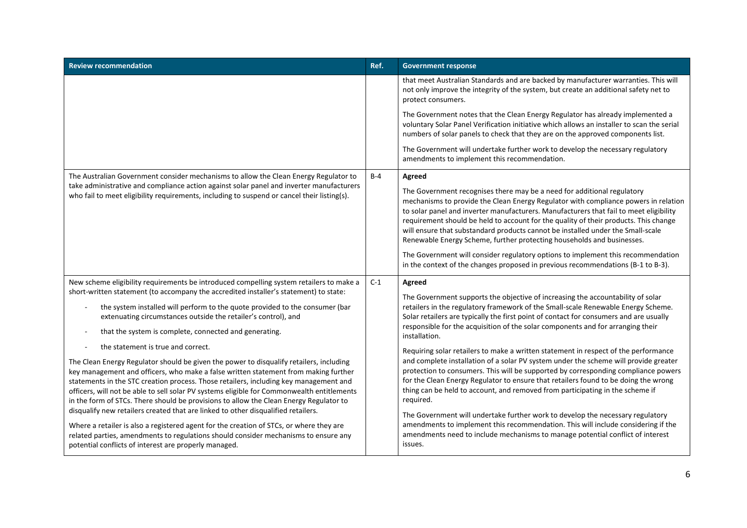| Review recommendation | Ref. | Government response |
|---|---|---|
| | | that meet Australian Standards and are backed by manufacturer warranties. This will not only improve the integrity of the system, but create an additional safety net to protect consumers.<br><br>The Government notes that the Clean Energy Regulator has already implemented a voluntary Solar Panel Verification initiative which allows an installer to scan the serial numbers of solar panels to check that they are on the approved components list.<br><br>The Government will undertake further work to develop the necessary regulatory amendments to implement this recommendation. |
| The Australian Government consider mechanisms to allow the Clean Energy Regulator to take administrative and compliance action against solar panel and inverter manufacturers who fail to meet eligibility requirements, including to suspend or cancel their listing(s). | B-4 | **Agreed**<br><br>The Government recognises there may be a need for additional regulatory mechanisms to provide the Clean Energy Regulator with compliance powers in relation to solar panel and inverter manufacturers. Manufacturers that fail to meet eligibility requirement should be held to account for the quality of their products. This change will ensure that substandard products cannot be installed under the Small-scale Renewable Energy Scheme, further protecting households and businesses.<br><br>The Government will consider regulatory options to implement this recommendation in the context of the changes proposed in previous recommendations (B-1 to B-3). |
| New scheme eligibility requirements be introduced compelling system retailers to make a short-written statement (to accompany the accredited installer's statement) to state:<br>- the system installed will perform to the quote provided to the consumer (bar extenuating circumstances outside the retailer's control), and<br>- that the system is complete, connected and generating.<br>- the statement is true and correct.<br><br>The Clean Energy Regulator should be given the power to disqualify retailers, including key management and officers, who make a false written statement from making further statements in the STC creation process. Those retailers, including key management and officers, will not be able to sell solar PV systems eligible for Commonwealth entitlements in the form of STCs. There should be provisions to allow the Clean Energy Regulator to disqualify new retailers created that are linked to other disqualified retailers.<br><br>Where a retailer is also a registered agent for the creation of STCs, or where they are related parties, amendments to regulations should consider mechanisms to ensure any potential conflicts of interest are properly managed. | C-1 | **Agreed**<br><br>The Government supports the objective of increasing the accountability of solar retailers in the regulatory framework of the Small-scale Renewable Energy Scheme. Solar retailers are typically the first point of contact for consumers and are usually responsible for the acquisition of the solar components and for arranging their installation.<br><br>Requiring solar retailers to make a written statement in respect of the performance and complete installation of a solar PV system under the scheme will provide greater protection to consumers. This will be supported by corresponding compliance powers for the Clean Energy Regulator to ensure that retailers found to be doing the wrong thing can be held to account, and removed from participating in the scheme if required.<br><br>The Government will undertake further work to develop the necessary regulatory amendments to implement this recommendation. This will include considering if the amendments need to include mechanisms to manage potential conflict of interest issues. |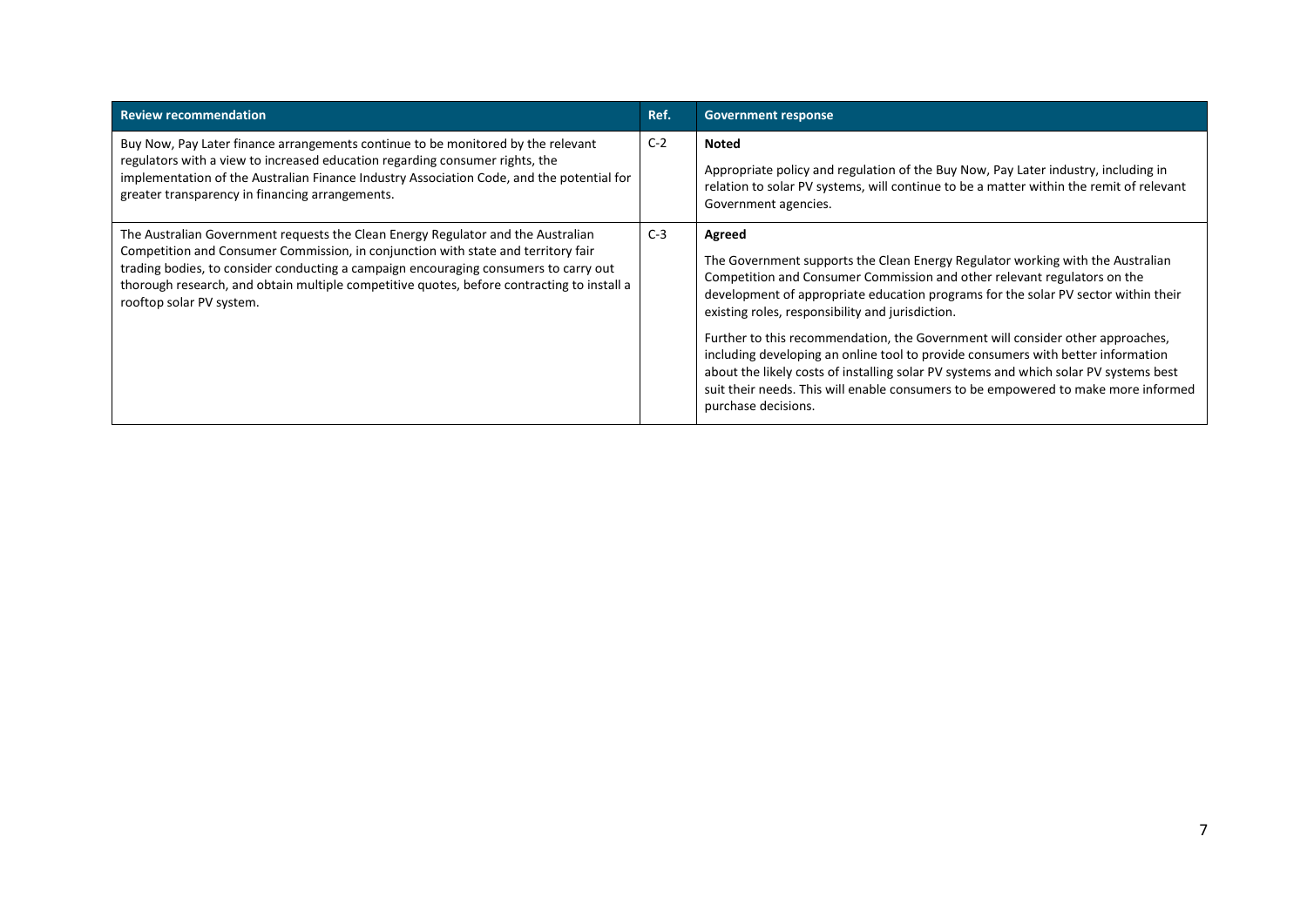| Review recommendation | Ref. | Government response |
|---|---|---|
| Buy Now, Pay Later finance arrangements continue to be monitored by the relevant regulators with a view to increased education regarding consumer rights, the implementation of the Australian Finance Industry Association Code, and the potential for greater transparency in financing arrangements. | C-2 | **Noted**<br><br>Appropriate policy and regulation of the Buy Now, Pay Later industry, including in relation to solar PV systems, will continue to be a matter within the remit of relevant Government agencies. |
| The Australian Government requests the Clean Energy Regulator and the Australian Competition and Consumer Commission, in conjunction with state and territory fair trading bodies, to consider conducting a campaign encouraging consumers to carry out thorough research, and obtain multiple competitive quotes, before contracting to install a rooftop solar PV system. | C-3 | **Agreed**<br><br>The Government supports the Clean Energy Regulator working with the Australian Competition and Consumer Commission and other relevant regulators on the development of appropriate education programs for the solar PV sector within their existing roles, responsibility and jurisdiction.<br><br>Further to this recommendation, the Government will consider other approaches, including developing an online tool to provide consumers with better information about the likely costs of installing solar PV systems and which solar PV systems best suit their needs. This will enable consumers to be empowered to make more informed purchase decisions. |